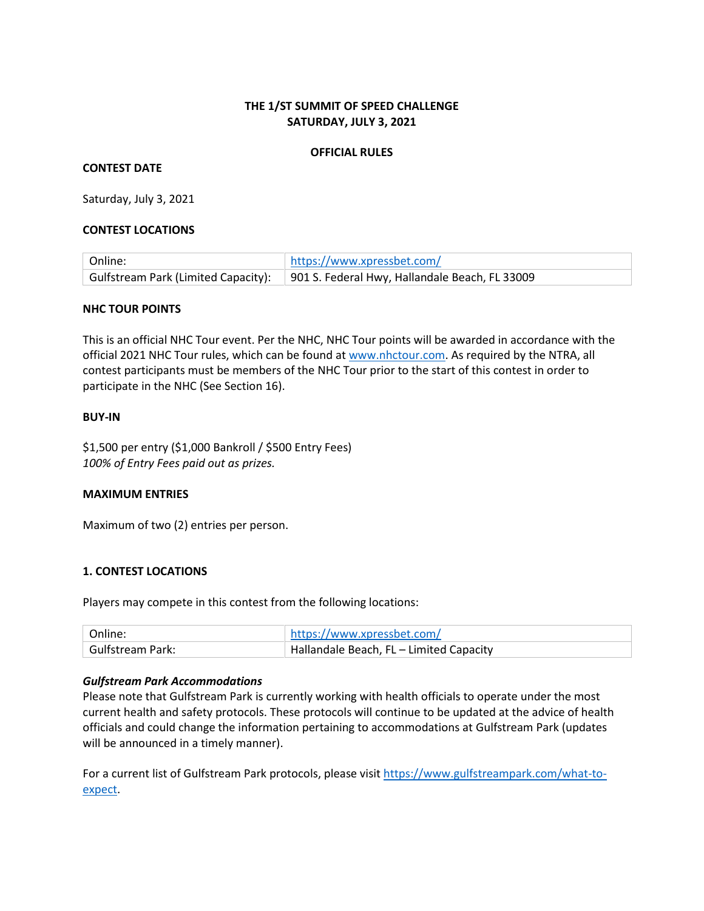# THE 1/ST SUMMIT OF SPEED CHALLENGE
# SATURDAY, JULY 3, 2021

## OFFICIAL RULES

### CONTEST DATE

Saturday, July 3, 2021

### CONTEST LOCATIONS

| | |
|---|---|
| Online: | https://www.xpressbet.com/ |
| Gulfstream Park (Limited Capacity): | 901 S. Federal Hwy, Hallandale Beach, FL 33009 |

### NHC TOUR POINTS

This is an official NHC Tour event. Per the NHC, NHC Tour points will be awarded in accordance with the official 2021 NHC Tour rules, which can be found at www.nhctour.com. As required by the NTRA, all contest participants must be members of the NHC Tour prior to the start of this contest in order to participate in the NHC (See Section 16).

### BUY-IN

$1,500 per entry ($1,000 Bankroll / $500 Entry Fees)
*100% of Entry Fees paid out as prizes.*

### MAXIMUM ENTRIES

Maximum of two (2) entries per person.

### 1. CONTEST LOCATIONS

Players may compete in this contest from the following locations:

| | |
|---|---|
| Online: | https://www.xpressbet.com/ |
| Gulfstream Park: | Hallandale Beach, FL – Limited Capacity |

***Gulfstream Park Accommodations***
Please note that Gulfstream Park is currently working with health officials to operate under the most current health and safety protocols. These protocols will continue to be updated at the advice of health officials and could change the information pertaining to accommodations at Gulfstream Park (updates will be announced in a timely manner).

For a current list of Gulfstream Park protocols, please visit https://www.gulfstreampark.com/what-to-expect.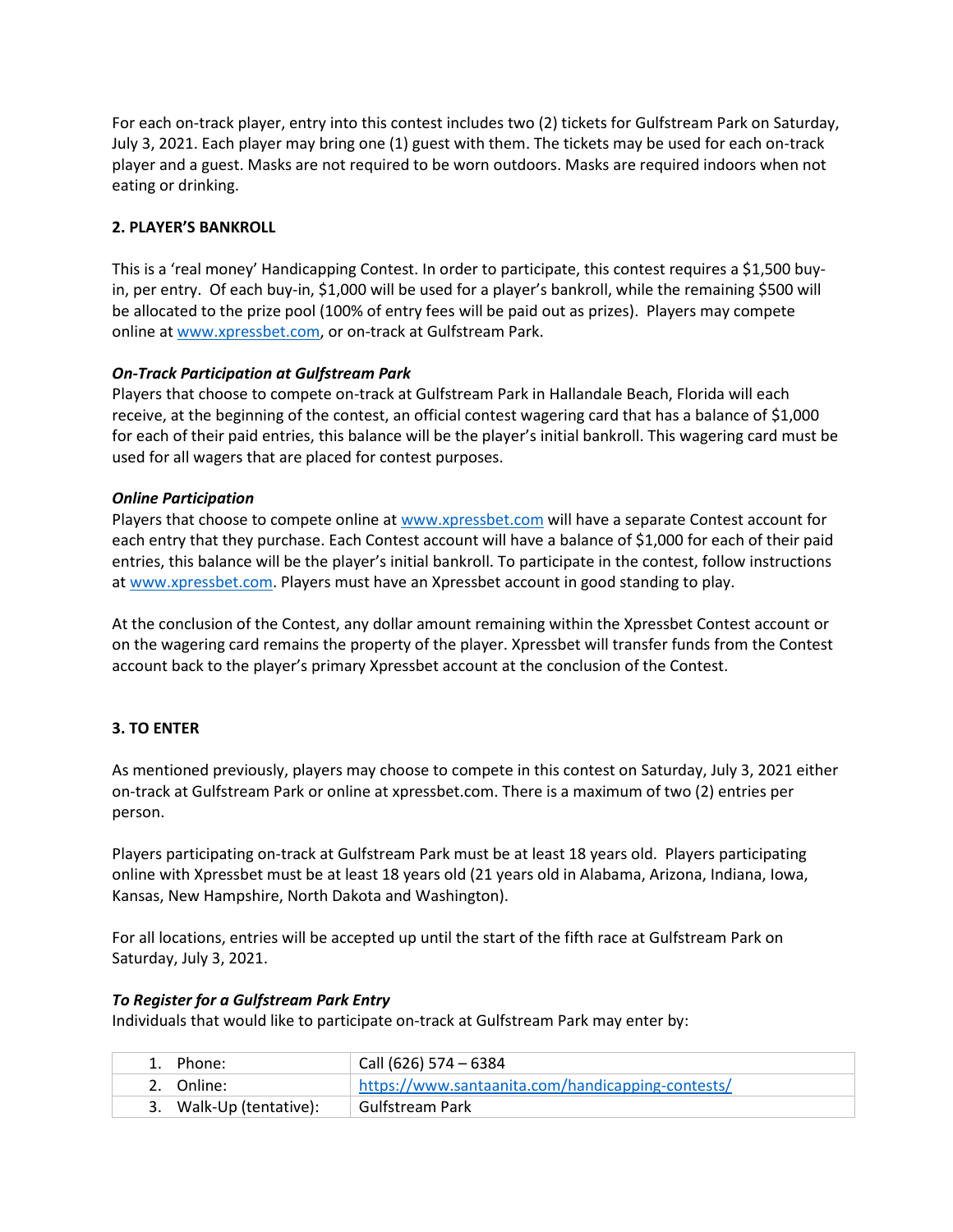For each on-track player, entry into this contest includes two (2) tickets for Gulfstream Park on Saturday, July 3, 2021. Each player may bring one (1) guest with them. The tickets may be used for each on-track player and a guest. Masks are not required to be worn outdoors. Masks are required indoors when not eating or drinking.

**2. PLAYER'S BANKROLL**

This is a 'real money' Handicapping Contest. In order to participate, this contest requires a $1,500 buy-in, per entry. Of each buy-in, $1,000 will be used for a player's bankroll, while the remaining $500 will be allocated to the prize pool (100% of entry fees will be paid out as prizes). Players may compete online at [www.xpressbet.com](www.xpressbet.com), or on-track at Gulfstream Park.

***On-Track Participation at Gulfstream Park***
Players that choose to compete on-track at Gulfstream Park in Hallandale Beach, Florida will each receive, at the beginning of the contest, an official contest wagering card that has a balance of $1,000 for each of their paid entries, this balance will be the player's initial bankroll. This wagering card must be used for all wagers that are placed for contest purposes.

***Online Participation***
Players that choose to compete online at [www.xpressbet.com](www.xpressbet.com) will have a separate Contest account for each entry that they purchase. Each Contest account will have a balance of $1,000 for each of their paid entries, this balance will be the player's initial bankroll. To participate in the contest, follow instructions at [www.xpressbet.com](www.xpressbet.com). Players must have an Xpressbet account in good standing to play.

At the conclusion of the Contest, any dollar amount remaining within the Xpressbet Contest account or on the wagering card remains the property of the player. Xpressbet will transfer funds from the Contest account back to the player's primary Xpressbet account at the conclusion of the Contest.

**3. TO ENTER**

As mentioned previously, players may choose to compete in this contest on Saturday, July 3, 2021 either on-track at Gulfstream Park or online at xpressbet.com. There is a maximum of two (2) entries per person.

Players participating on-track at Gulfstream Park must be at least 18 years old. Players participating online with Xpressbet must be at least 18 years old (21 years old in Alabama, Arizona, Indiana, Iowa, Kansas, New Hampshire, North Dakota and Washington).

For all locations, entries will be accepted up until the start of the fifth race at Gulfstream Park on Saturday, July 3, 2021.

***To Register for a Gulfstream Park Entry***
Individuals that would like to participate on-track at Gulfstream Park may enter by:

| | |
|---|---|
| 1. Phone: | Call (626) 574 – 6384 |
| 2. Online: | [https://www.santaanita.com/handicapping-contests/](https://www.santaanita.com/handicapping-contests/) |
| 3. Walk-Up (tentative): | Gulfstream Park |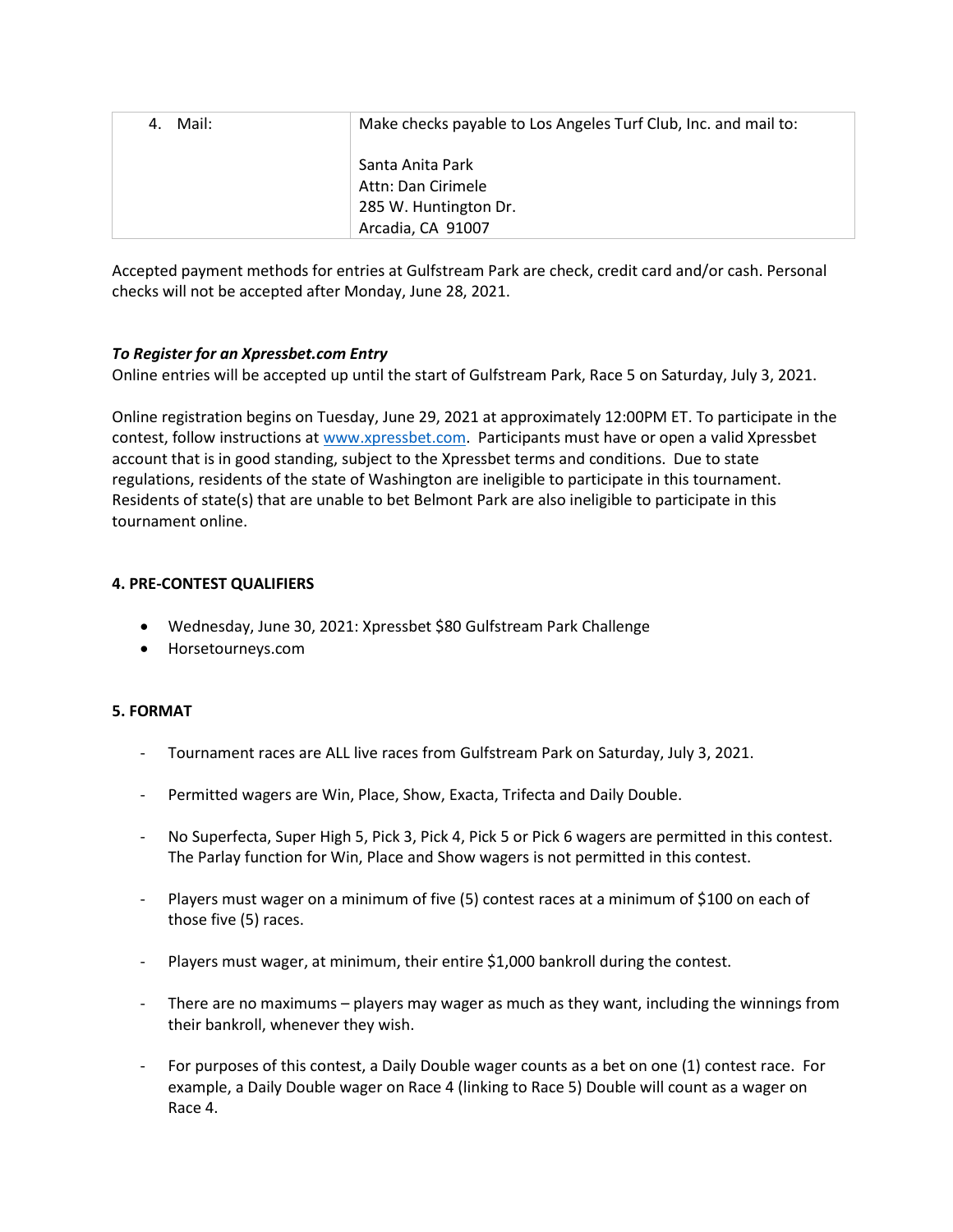| 4. Mail: | Make checks payable to Los Angeles Turf Club, Inc. and mail to:<br><br>Santa Anita Park<br>Attn: Dan Cirimele<br>285 W. Huntington Dr.<br>Arcadia, CA 91007 |
|---|---|

Accepted payment methods for entries at Gulfstream Park are check, credit card and/or cash. Personal checks will not be accepted after Monday, June 28, 2021.

***To Register for an Xpressbet.com Entry***

Online entries will be accepted up until the start of Gulfstream Park, Race 5 on Saturday, July 3, 2021.

Online registration begins on Tuesday, June 29, 2021 at approximately 12:00PM ET. To participate in the contest, follow instructions at www.xpressbet.com. Participants must have or open a valid Xpressbet account that is in good standing, subject to the Xpressbet terms and conditions. Due to state regulations, residents of the state of Washington are ineligible to participate in this tournament. Residents of state(s) that are unable to bet Belmont Park are also ineligible to participate in this tournament online.

**4. PRE-CONTEST QUALIFIERS**

- Wednesday, June 30, 2021: Xpressbet $80 Gulfstream Park Challenge
- Horsetourneys.com

**5. FORMAT**

- Tournament races are ALL live races from Gulfstream Park on Saturday, July 3, 2021.
- Permitted wagers are Win, Place, Show, Exacta, Trifecta and Daily Double.
- No Superfecta, Super High 5, Pick 3, Pick 4, Pick 5 or Pick 6 wagers are permitted in this contest. The Parlay function for Win, Place and Show wagers is not permitted in this contest.
- Players must wager on a minimum of five (5) contest races at a minimum of $100 on each of those five (5) races.
- Players must wager, at minimum, their entire $1,000 bankroll during the contest.
- There are no maximums – players may wager as much as they want, including the winnings from their bankroll, whenever they wish.
- For purposes of this contest, a Daily Double wager counts as a bet on one (1) contest race. For example, a Daily Double wager on Race 4 (linking to Race 5) Double will count as a wager on Race 4.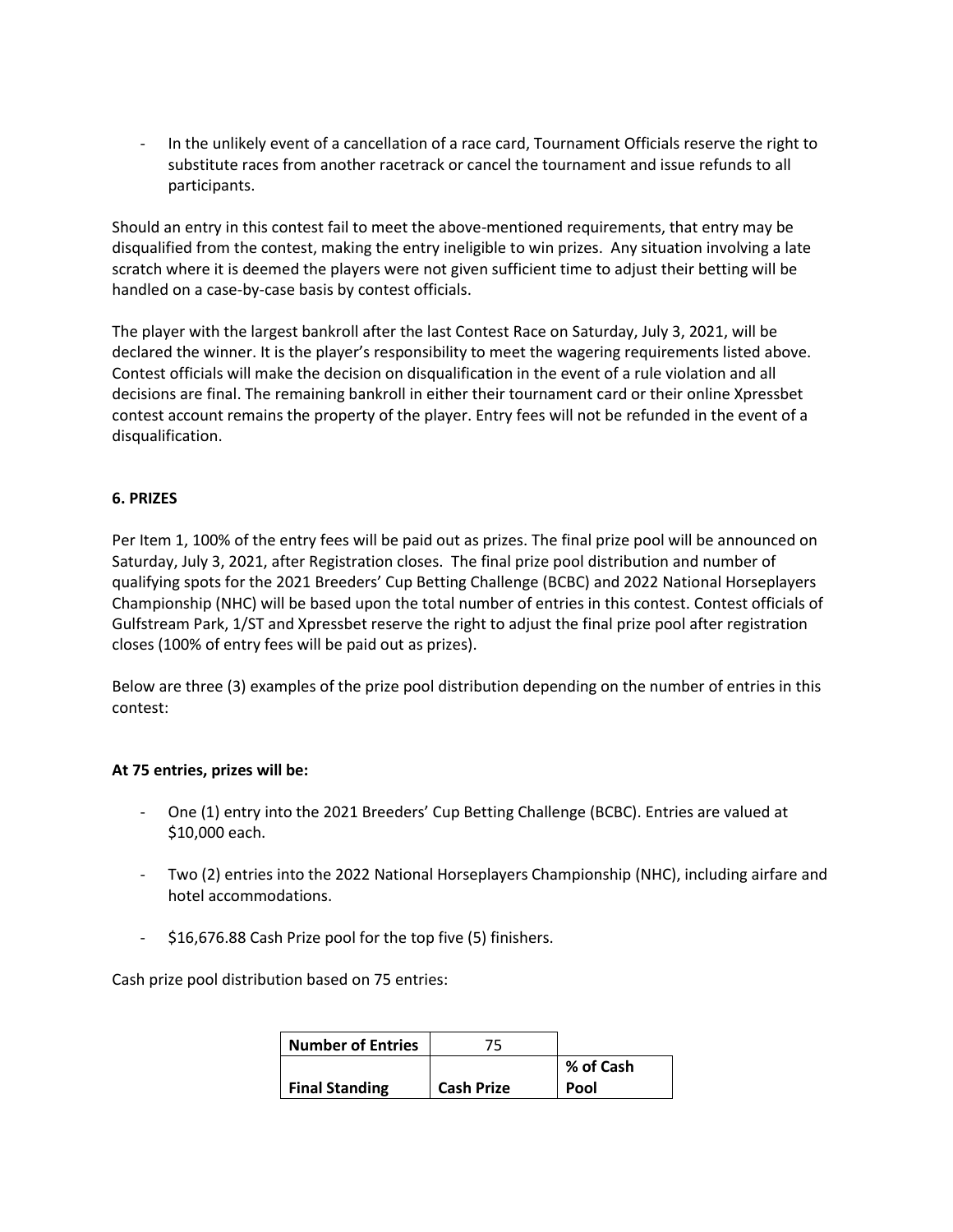- In the unlikely event of a cancellation of a race card, Tournament Officials reserve the right to substitute races from another racetrack or cancel the tournament and issue refunds to all participants.

Should an entry in this contest fail to meet the above-mentioned requirements, that entry may be disqualified from the contest, making the entry ineligible to win prizes. Any situation involving a late scratch where it is deemed the players were not given sufficient time to adjust their betting will be handled on a case-by-case basis by contest officials.

The player with the largest bankroll after the last Contest Race on Saturday, July 3, 2021, will be declared the winner. It is the player's responsibility to meet the wagering requirements listed above. Contest officials will make the decision on disqualification in the event of a rule violation and all decisions are final. The remaining bankroll in either their tournament card or their online Xpressbet contest account remains the property of the player. Entry fees will not be refunded in the event of a disqualification.

**6. PRIZES**

Per Item 1, 100% of the entry fees will be paid out as prizes. The final prize pool will be announced on Saturday, July 3, 2021, after Registration closes. The final prize pool distribution and number of qualifying spots for the 2021 Breeders' Cup Betting Challenge (BCBC) and 2022 National Horseplayers Championship (NHC) will be based upon the total number of entries in this contest. Contest officials of Gulfstream Park, 1/ST and Xpressbet reserve the right to adjust the final prize pool after registration closes (100% of entry fees will be paid out as prizes).

Below are three (3) examples of the prize pool distribution depending on the number of entries in this contest:

**At 75 entries, prizes will be:**

- One (1) entry into the 2021 Breeders' Cup Betting Challenge (BCBC). Entries are valued at $10,000 each.
- Two (2) entries into the 2022 National Horseplayers Championship (NHC), including airfare and hotel accommodations.
- $16,676.88 Cash Prize pool for the top five (5) finishers.

Cash prize pool distribution based on 75 entries:

| Number of Entries | 75 | |
|---|---|---|
| Final Standing | Cash Prize | % of Cash Pool |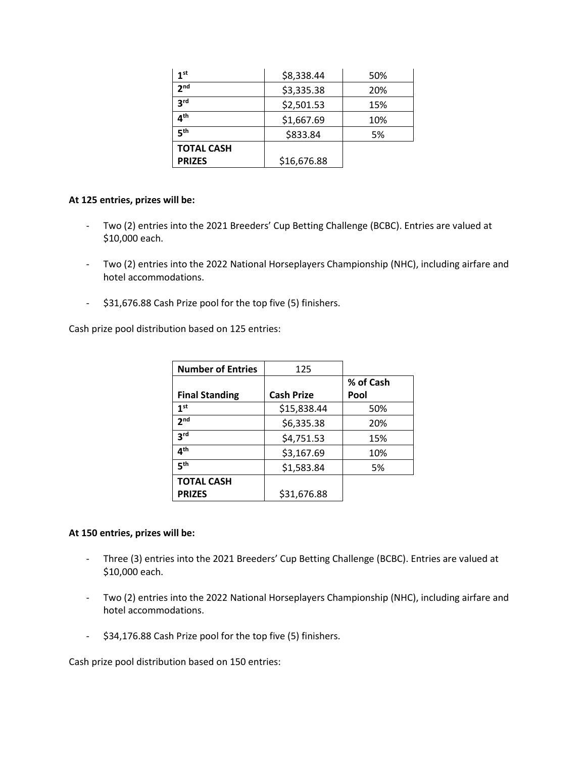| 1st | $8,338.44 | 50% |
|---|---|---|
| 2nd | $3,335.38 | 20% |
| 3rd | $2,501.53 | 15% |
| 4th | $1,667.69 | 10% |
| 5th | $833.84 | 5% |
| TOTAL CASH PRIZES | $16,676.88 | |

**At 125 entries, prizes will be:**

- Two (2) entries into the 2021 Breeders' Cup Betting Challenge (BCBC). Entries are valued at $10,000 each.
- Two (2) entries into the 2022 National Horseplayers Championship (NHC), including airfare and hotel accommodations.
- $31,676.88 Cash Prize pool for the top five (5) finishers.

Cash prize pool distribution based on 125 entries:

| **Number of Entries** | 125 | |
|---|---|---|
| **Final Standing** | **Cash Prize** | **% of Cash Pool** |
| 1st | $15,838.44 | 50% |
| 2nd | $6,335.38 | 20% |
| 3rd | $4,751.53 | 15% |
| 4th | $3,167.69 | 10% |
| 5th | $1,583.84 | 5% |
| **TOTAL CASH PRIZES** | $31,676.88 | |

**At 150 entries, prizes will be:**

- Three (3) entries into the 2021 Breeders' Cup Betting Challenge (BCBC). Entries are valued at $10,000 each.
- Two (2) entries into the 2022 National Horseplayers Championship (NHC), including airfare and hotel accommodations.
- $34,176.88 Cash Prize pool for the top five (5) finishers.

Cash prize pool distribution based on 150 entries: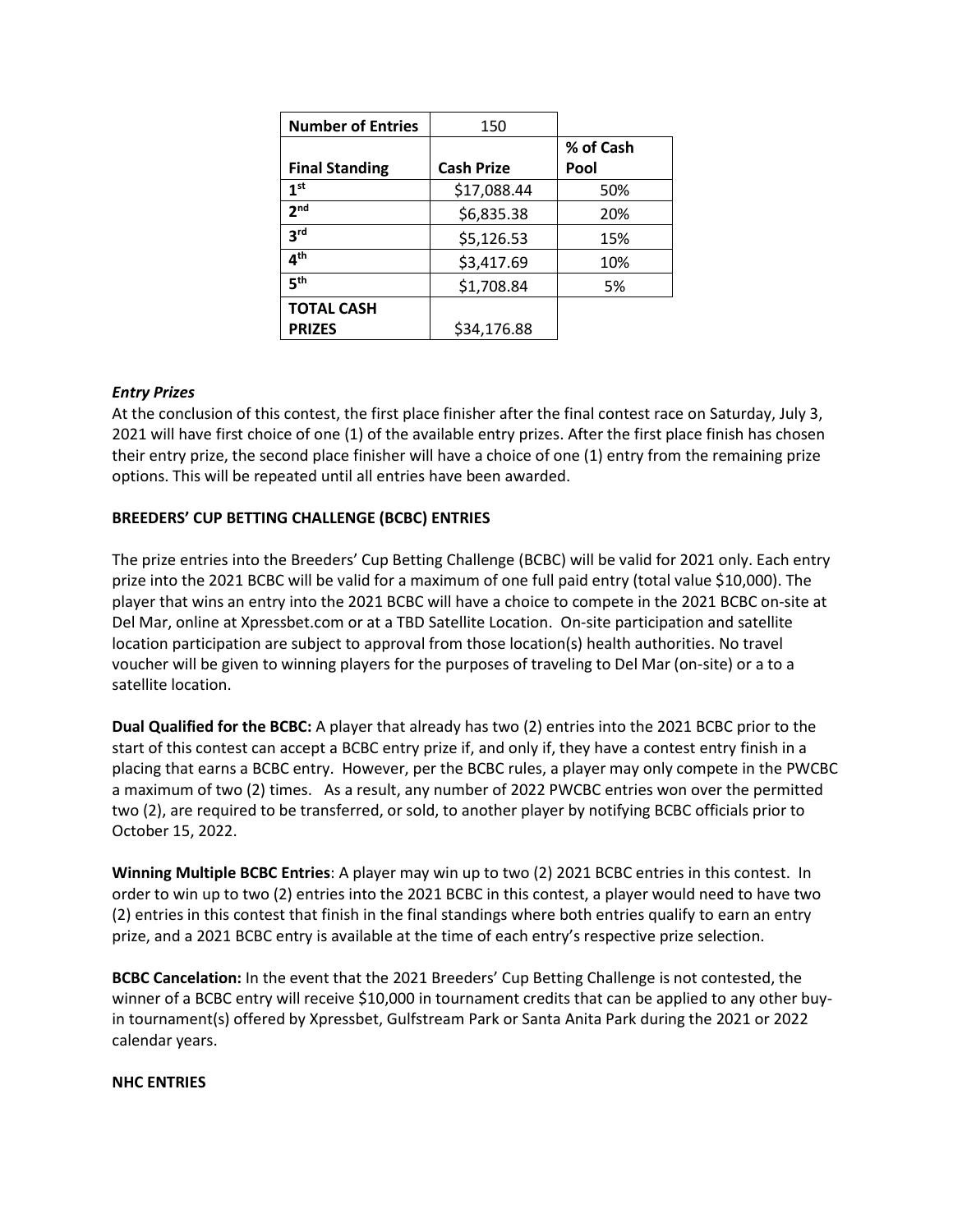| Number of Entries | 150 | |
| --- | --- | --- |
| **Final Standing** | **Cash Prize** | **% of Cash Pool** |
| 1st | $17,088.44 | 50% |
| 2nd | $6,835.38 | 20% |
| 3rd | $5,126.53 | 15% |
| 4th | $3,417.69 | 10% |
| 5th | $1,708.84 | 5% |
| **TOTAL CASH PRIZES** | $34,176.88 | |

***Entry Prizes***

At the conclusion of this contest, the first place finisher after the final contest race on Saturday, July 3, 2021 will have first choice of one (1) of the available entry prizes. After the first place finish has chosen their entry prize, the second place finisher will have a choice of one (1) entry from the remaining prize options. This will be repeated until all entries have been awarded.

**BREEDERS' CUP BETTING CHALLENGE (BCBC) ENTRIES**

The prize entries into the Breeders' Cup Betting Challenge (BCBC) will be valid for 2021 only. Each entry prize into the 2021 BCBC will be valid for a maximum of one full paid entry (total value $10,000). The player that wins an entry into the 2021 BCBC will have a choice to compete in the 2021 BCBC on-site at Del Mar, online at Xpressbet.com or at a TBD Satellite Location. On-site participation and satellite location participation are subject to approval from those location(s) health authorities. No travel voucher will be given to winning players for the purposes of traveling to Del Mar (on-site) or a to a satellite location.

**Dual Qualified for the BCBC:** A player that already has two (2) entries into the 2021 BCBC prior to the start of this contest can accept a BCBC entry prize if, and only if, they have a contest entry finish in a placing that earns a BCBC entry. However, per the BCBC rules, a player may only compete in the PWCBC a maximum of two (2) times. As a result, any number of 2022 PWCBC entries won over the permitted two (2), are required to be transferred, or sold, to another player by notifying BCBC officials prior to October 15, 2022.

**Winning Multiple BCBC Entries**: A player may win up to two (2) 2021 BCBC entries in this contest. In order to win up to two (2) entries into the 2021 BCBC in this contest, a player would need to have two (2) entries in this contest that finish in the final standings where both entries qualify to earn an entry prize, and a 2021 BCBC entry is available at the time of each entry's respective prize selection.

**BCBC Cancelation:** In the event that the 2021 Breeders' Cup Betting Challenge is not contested, the winner of a BCBC entry will receive $10,000 in tournament credits that can be applied to any other buy-in tournament(s) offered by Xpressbet, Gulfstream Park or Santa Anita Park during the 2021 or 2022 calendar years.

**NHC ENTRIES**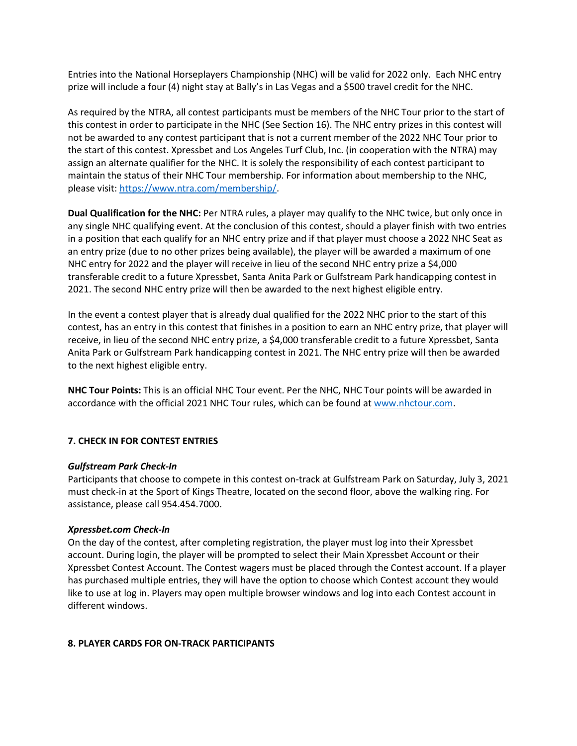Entries into the National Horseplayers Championship (NHC) will be valid for 2022 only. Each NHC entry prize will include a four (4) night stay at Bally's in Las Vegas and a $500 travel credit for the NHC.

As required by the NTRA, all contest participants must be members of the NHC Tour prior to the start of this contest in order to participate in the NHC (See Section 16). The NHC entry prizes in this contest will not be awarded to any contest participant that is not a current member of the 2022 NHC Tour prior to the start of this contest. Xpressbet and Los Angeles Turf Club, Inc. (in cooperation with the NTRA) may assign an alternate qualifier for the NHC. It is solely the responsibility of each contest participant to maintain the status of their NHC Tour membership. For information about membership to the NHC, please visit: [https://www.ntra.com/membership/](https://www.ntra.com/membership/).

**Dual Qualification for the NHC:** Per NTRA rules, a player may qualify to the NHC twice, but only once in any single NHC qualifying event. At the conclusion of this contest, should a player finish with two entries in a position that each qualify for an NHC entry prize and if that player must choose a 2022 NHC Seat as an entry prize (due to no other prizes being available), the player will be awarded a maximum of one NHC entry for 2022 and the player will receive in lieu of the second NHC entry prize a $4,000 transferable credit to a future Xpressbet, Santa Anita Park or Gulfstream Park handicapping contest in 2021. The second NHC entry prize will then be awarded to the next highest eligible entry.

In the event a contest player that is already dual qualified for the 2022 NHC prior to the start of this contest, has an entry in this contest that finishes in a position to earn an NHC entry prize, that player will receive, in lieu of the second NHC entry prize, a $4,000 transferable credit to a future Xpressbet, Santa Anita Park or Gulfstream Park handicapping contest in 2021. The NHC entry prize will then be awarded to the next highest eligible entry.

**NHC Tour Points:** This is an official NHC Tour event. Per the NHC, NHC Tour points will be awarded in accordance with the official 2021 NHC Tour rules, which can be found at [www.nhctour.com](www.nhctour.com).

## 7. CHECK IN FOR CONTEST ENTRIES

***Gulfstream Park Check-In***

Participants that choose to compete in this contest on-track at Gulfstream Park on Saturday, July 3, 2021 must check-in at the Sport of Kings Theatre, located on the second floor, above the walking ring. For assistance, please call 954.454.7000.

***Xpressbet.com Check-In***

On the day of the contest, after completing registration, the player must log into their Xpressbet account. During login, the player will be prompted to select their Main Xpressbet Account or their Xpressbet Contest Account. The Contest wagers must be placed through the Contest account. If a player has purchased multiple entries, they will have the option to choose which Contest account they would like to use at log in. Players may open multiple browser windows and log into each Contest account in different windows.

## 8. PLAYER CARDS FOR ON-TRACK PARTICIPANTS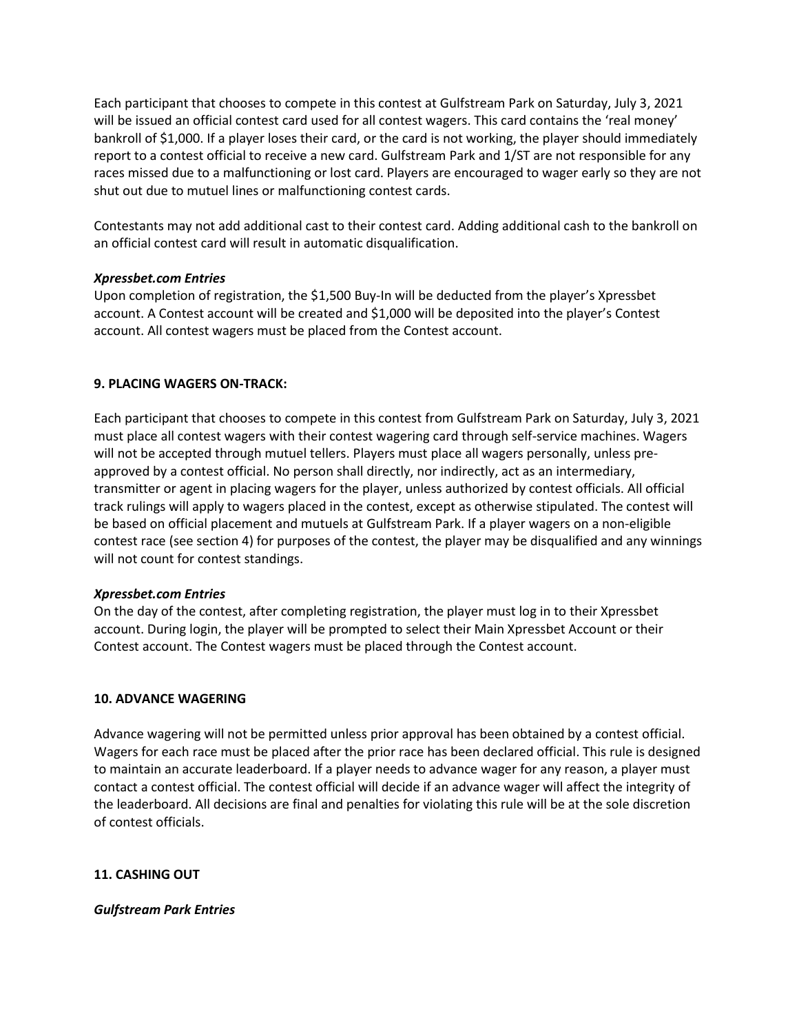Each participant that chooses to compete in this contest at Gulfstream Park on Saturday, July 3, 2021 will be issued an official contest card used for all contest wagers. This card contains the 'real money' bankroll of $1,000. If a player loses their card, or the card is not working, the player should immediately report to a contest official to receive a new card. Gulfstream Park and 1/ST are not responsible for any races missed due to a malfunctioning or lost card. Players are encouraged to wager early so they are not shut out due to mutuel lines or malfunctioning contest cards.

Contestants may not add additional cast to their contest card. Adding additional cash to the bankroll on an official contest card will result in automatic disqualification.

***Xpressbet.com Entries***

Upon completion of registration, the $1,500 Buy-In will be deducted from the player's Xpressbet account. A Contest account will be created and $1,000 will be deposited into the player's Contest account. All contest wagers must be placed from the Contest account.

**9. PLACING WAGERS ON-TRACK:**

Each participant that chooses to compete in this contest from Gulfstream Park on Saturday, July 3, 2021 must place all contest wagers with their contest wagering card through self-service machines. Wagers will not be accepted through mutuel tellers. Players must place all wagers personally, unless pre-approved by a contest official. No person shall directly, nor indirectly, act as an intermediary, transmitter or agent in placing wagers for the player, unless authorized by contest officials. All official track rulings will apply to wagers placed in the contest, except as otherwise stipulated. The contest will be based on official placement and mutuels at Gulfstream Park. If a player wagers on a non-eligible contest race (see section 4) for purposes of the contest, the player may be disqualified and any winnings will not count for contest standings.

***Xpressbet.com Entries***

On the day of the contest, after completing registration, the player must log in to their Xpressbet account. During login, the player will be prompted to select their Main Xpressbet Account or their Contest account. The Contest wagers must be placed through the Contest account.

**10. ADVANCE WAGERING**

Advance wagering will not be permitted unless prior approval has been obtained by a contest official. Wagers for each race must be placed after the prior race has been declared official. This rule is designed to maintain an accurate leaderboard. If a player needs to advance wager for any reason, a player must contact a contest official. The contest official will decide if an advance wager will affect the integrity of the leaderboard. All decisions are final and penalties for violating this rule will be at the sole discretion of contest officials.

**11. CASHING OUT**

***Gulfstream Park Entries***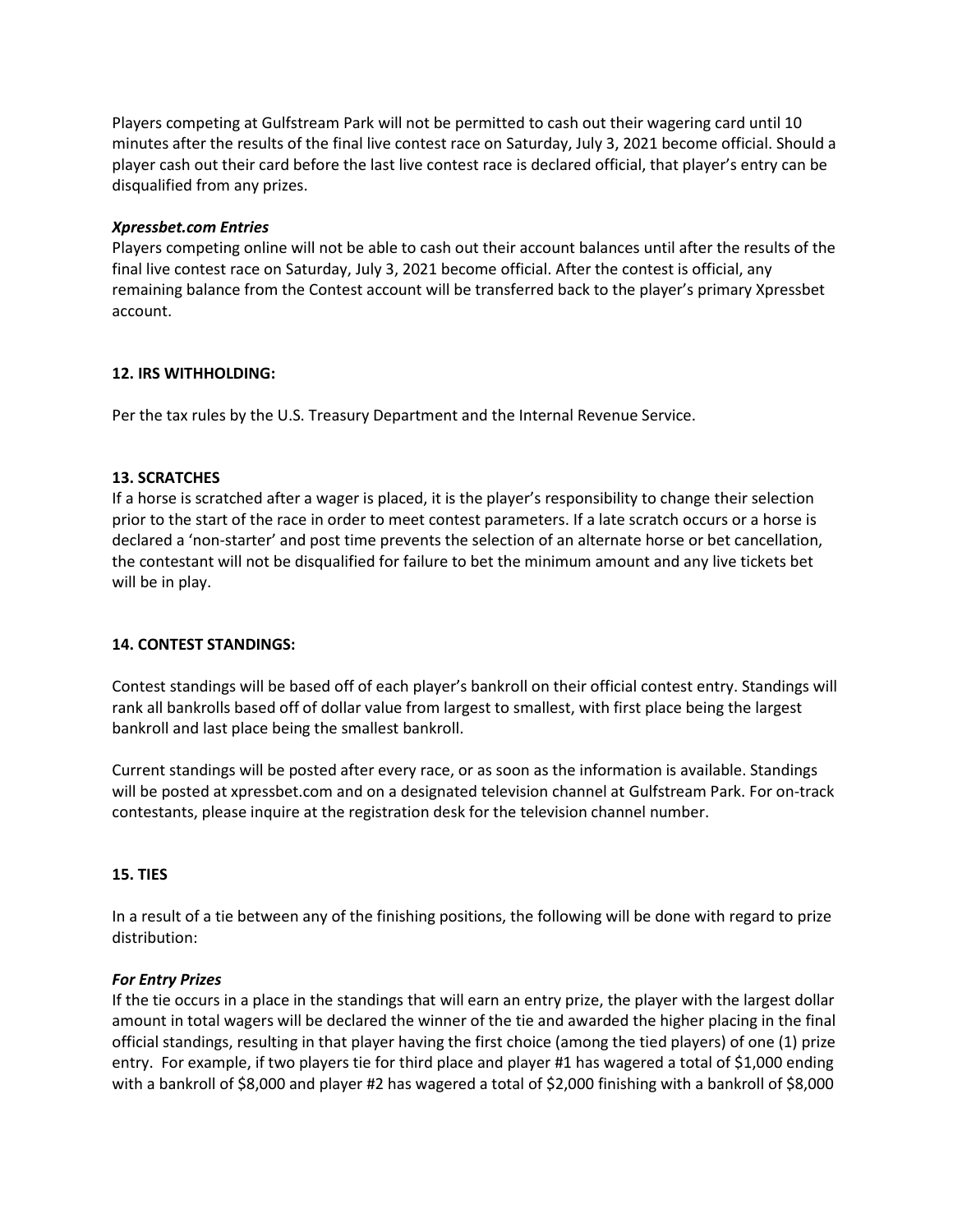Players competing at Gulfstream Park will not be permitted to cash out their wagering card until 10 minutes after the results of the final live contest race on Saturday, July 3, 2021 become official. Should a player cash out their card before the last live contest race is declared official, that player's entry can be disqualified from any prizes.

***Xpressbet.com Entries***

Players competing online will not be able to cash out their account balances until after the results of the final live contest race on Saturday, July 3, 2021 become official. After the contest is official, any remaining balance from the Contest account will be transferred back to the player's primary Xpressbet account.

**12. IRS WITHHOLDING:**

Per the tax rules by the U.S. Treasury Department and the Internal Revenue Service.

**13. SCRATCHES**

If a horse is scratched after a wager is placed, it is the player's responsibility to change their selection prior to the start of the race in order to meet contest parameters. If a late scratch occurs or a horse is declared a 'non-starter' and post time prevents the selection of an alternate horse or bet cancellation, the contestant will not be disqualified for failure to bet the minimum amount and any live tickets bet will be in play.

**14. CONTEST STANDINGS:**

Contest standings will be based off of each player's bankroll on their official contest entry. Standings will rank all bankrolls based off of dollar value from largest to smallest, with first place being the largest bankroll and last place being the smallest bankroll.

Current standings will be posted after every race, or as soon as the information is available. Standings will be posted at xpressbet.com and on a designated television channel at Gulfstream Park. For on-track contestants, please inquire at the registration desk for the television channel number.

**15. TIES**

In a result of a tie between any of the finishing positions, the following will be done with regard to prize distribution:

***For Entry Prizes***

If the tie occurs in a place in the standings that will earn an entry prize, the player with the largest dollar amount in total wagers will be declared the winner of the tie and awarded the higher placing in the final official standings, resulting in that player having the first choice (among the tied players) of one (1) prize entry. For example, if two players tie for third place and player #1 has wagered a total of $1,000 ending with a bankroll of $8,000 and player #2 has wagered a total of $2,000 finishing with a bankroll of $8,000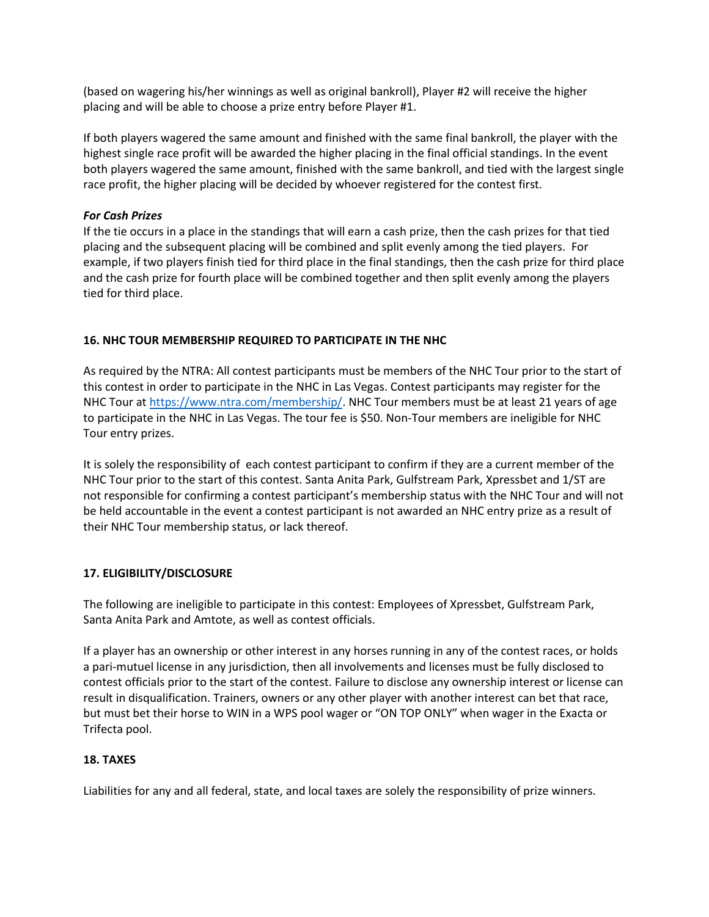(based on wagering his/her winnings as well as original bankroll), Player #2 will receive the higher placing and will be able to choose a prize entry before Player #1.

If both players wagered the same amount and finished with the same final bankroll, the player with the highest single race profit will be awarded the higher placing in the final official standings. In the event both players wagered the same amount, finished with the same bankroll, and tied with the largest single race profit, the higher placing will be decided by whoever registered for the contest first.

***For Cash Prizes***

If the tie occurs in a place in the standings that will earn a cash prize, then the cash prizes for that tied placing and the subsequent placing will be combined and split evenly among the tied players. For example, if two players finish tied for third place in the final standings, then the cash prize for third place and the cash prize for fourth place will be combined together and then split evenly among the players tied for third place.

**16. NHC TOUR MEMBERSHIP REQUIRED TO PARTICIPATE IN THE NHC**

As required by the NTRA: All contest participants must be members of the NHC Tour prior to the start of this contest in order to participate in the NHC in Las Vegas. Contest participants may register for the NHC Tour at [https://www.ntra.com/membership/](https://www.ntra.com/membership/). NHC Tour members must be at least 21 years of age to participate in the NHC in Las Vegas. The tour fee is $50. Non-Tour members are ineligible for NHC Tour entry prizes.

It is solely the responsibility of each contest participant to confirm if they are a current member of the NHC Tour prior to the start of this contest. Santa Anita Park, Gulfstream Park, Xpressbet and 1/ST are not responsible for confirming a contest participant's membership status with the NHC Tour and will not be held accountable in the event a contest participant is not awarded an NHC entry prize as a result of their NHC Tour membership status, or lack thereof.

**17. ELIGIBILITY/DISCLOSURE**

The following are ineligible to participate in this contest: Employees of Xpressbet, Gulfstream Park, Santa Anita Park and Amtote, as well as contest officials.

If a player has an ownership or other interest in any horses running in any of the contest races, or holds a pari-mutuel license in any jurisdiction, then all involvements and licenses must be fully disclosed to contest officials prior to the start of the contest. Failure to disclose any ownership interest or license can result in disqualification. Trainers, owners or any other player with another interest can bet that race, but must bet their horse to WIN in a WPS pool wager or "ON TOP ONLY" when wager in the Exacta or Trifecta pool.

**18. TAXES**

Liabilities for any and all federal, state, and local taxes are solely the responsibility of prize winners.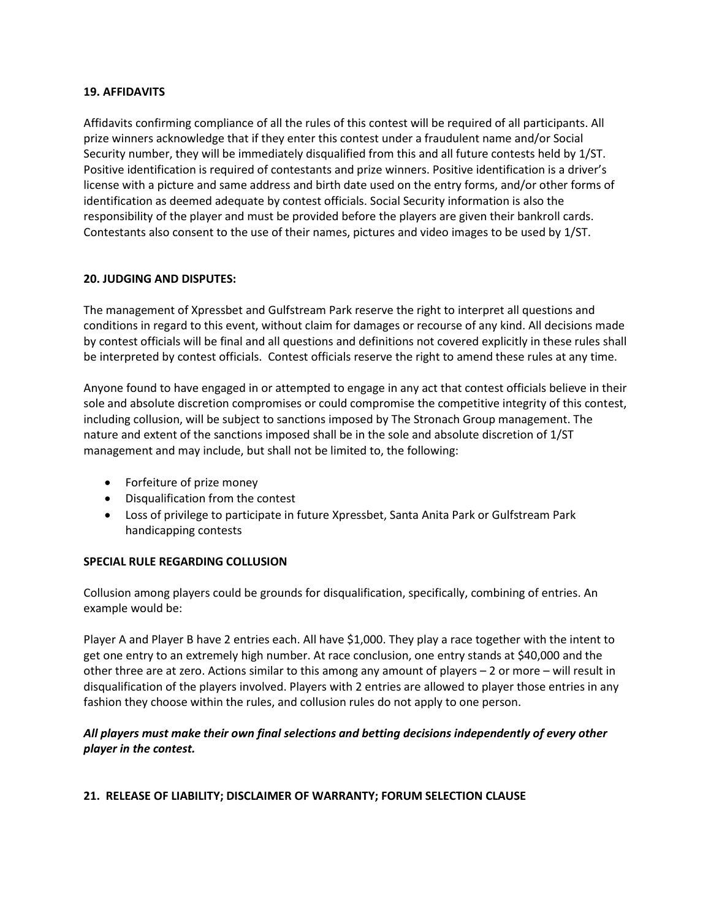**19. AFFIDAVITS**

Affidavits confirming compliance of all the rules of this contest will be required of all participants. All prize winners acknowledge that if they enter this contest under a fraudulent name and/or Social Security number, they will be immediately disqualified from this and all future contests held by 1/ST. Positive identification is required of contestants and prize winners. Positive identification is a driver's license with a picture and same address and birth date used on the entry forms, and/or other forms of identification as deemed adequate by contest officials. Social Security information is also the responsibility of the player and must be provided before the players are given their bankroll cards. Contestants also consent to the use of their names, pictures and video images to be used by 1/ST.

**20. JUDGING AND DISPUTES:**

The management of Xpressbet and Gulfstream Park reserve the right to interpret all questions and conditions in regard to this event, without claim for damages or recourse of any kind. All decisions made by contest officials will be final and all questions and definitions not covered explicitly in these rules shall be interpreted by contest officials. Contest officials reserve the right to amend these rules at any time.

Anyone found to have engaged in or attempted to engage in any act that contest officials believe in their sole and absolute discretion compromises or could compromise the competitive integrity of this contest, including collusion, will be subject to sanctions imposed by The Stronach Group management. The nature and extent of the sanctions imposed shall be in the sole and absolute discretion of 1/ST management and may include, but shall not be limited to, the following:

- Forfeiture of prize money
- Disqualification from the contest
- Loss of privilege to participate in future Xpressbet, Santa Anita Park or Gulfstream Park handicapping contests

**SPECIAL RULE REGARDING COLLUSION**

Collusion among players could be grounds for disqualification, specifically, combining of entries. An example would be:

Player A and Player B have 2 entries each. All have $1,000. They play a race together with the intent to get one entry to an extremely high number. At race conclusion, one entry stands at $40,000 and the other three are at zero. Actions similar to this among any amount of players – 2 or more – will result in disqualification of the players involved. Players with 2 entries are allowed to player those entries in any fashion they choose within the rules, and collusion rules do not apply to one person.

***All players must make their own final selections and betting decisions independently of every other player in the contest.***

**21. RELEASE OF LIABILITY; DISCLAIMER OF WARRANTY; FORUM SELECTION CLAUSE**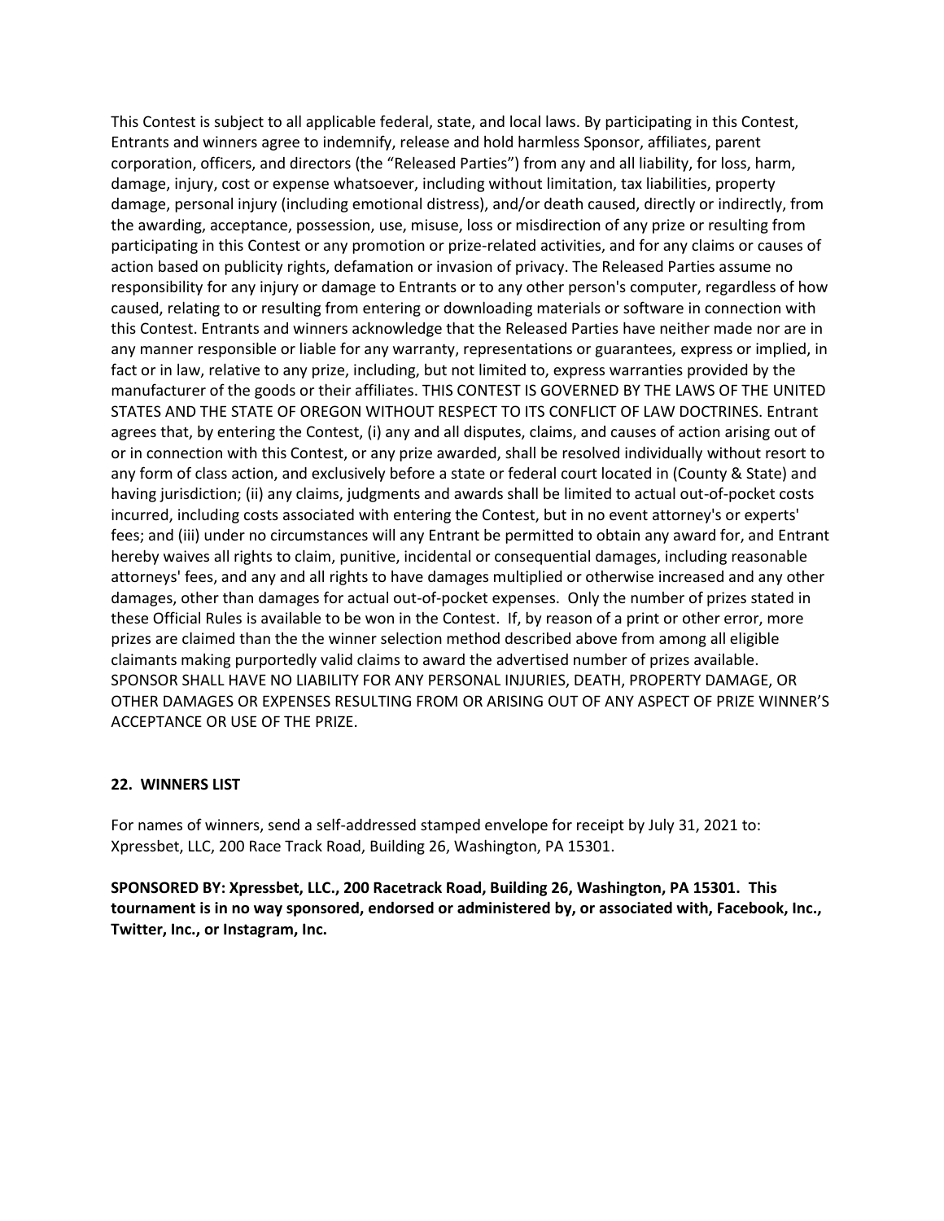This Contest is subject to all applicable federal, state, and local laws. By participating in this Contest, Entrants and winners agree to indemnify, release and hold harmless Sponsor, affiliates, parent corporation, officers, and directors (the "Released Parties") from any and all liability, for loss, harm, damage, injury, cost or expense whatsoever, including without limitation, tax liabilities, property damage, personal injury (including emotional distress), and/or death caused, directly or indirectly, from the awarding, acceptance, possession, use, misuse, loss or misdirection of any prize or resulting from participating in this Contest or any promotion or prize-related activities, and for any claims or causes of action based on publicity rights, defamation or invasion of privacy. The Released Parties assume no responsibility for any injury or damage to Entrants or to any other person's computer, regardless of how caused, relating to or resulting from entering or downloading materials or software in connection with this Contest. Entrants and winners acknowledge that the Released Parties have neither made nor are in any manner responsible or liable for any warranty, representations or guarantees, express or implied, in fact or in law, relative to any prize, including, but not limited to, express warranties provided by the manufacturer of the goods or their affiliates. THIS CONTEST IS GOVERNED BY THE LAWS OF THE UNITED STATES AND THE STATE OF OREGON WITHOUT RESPECT TO ITS CONFLICT OF LAW DOCTRINES. Entrant agrees that, by entering the Contest, (i) any and all disputes, claims, and causes of action arising out of or in connection with this Contest, or any prize awarded, shall be resolved individually without resort to any form of class action, and exclusively before a state or federal court located in (County & State) and having jurisdiction; (ii) any claims, judgments and awards shall be limited to actual out-of-pocket costs incurred, including costs associated with entering the Contest, but in no event attorney's or experts' fees; and (iii) under no circumstances will any Entrant be permitted to obtain any award for, and Entrant hereby waives all rights to claim, punitive, incidental or consequential damages, including reasonable attorneys' fees, and any and all rights to have damages multiplied or otherwise increased and any other damages, other than damages for actual out-of-pocket expenses. Only the number of prizes stated in these Official Rules is available to be won in the Contest. If, by reason of a print or other error, more prizes are claimed than the the winner selection method described above from among all eligible claimants making purportedly valid claims to award the advertised number of prizes available. SPONSOR SHALL HAVE NO LIABILITY FOR ANY PERSONAL INJURIES, DEATH, PROPERTY DAMAGE, OR OTHER DAMAGES OR EXPENSES RESULTING FROM OR ARISING OUT OF ANY ASPECT OF PRIZE WINNER'S ACCEPTANCE OR USE OF THE PRIZE.

## 22. WINNERS LIST

For names of winners, send a self-addressed stamped envelope for receipt by July 31, 2021 to: Xpressbet, LLC, 200 Race Track Road, Building 26, Washington, PA 15301.

**SPONSORED BY: Xpressbet, LLC., 200 Racetrack Road, Building 26, Washington, PA 15301. This tournament is in no way sponsored, endorsed or administered by, or associated with, Facebook, Inc., Twitter, Inc., or Instagram, Inc.**